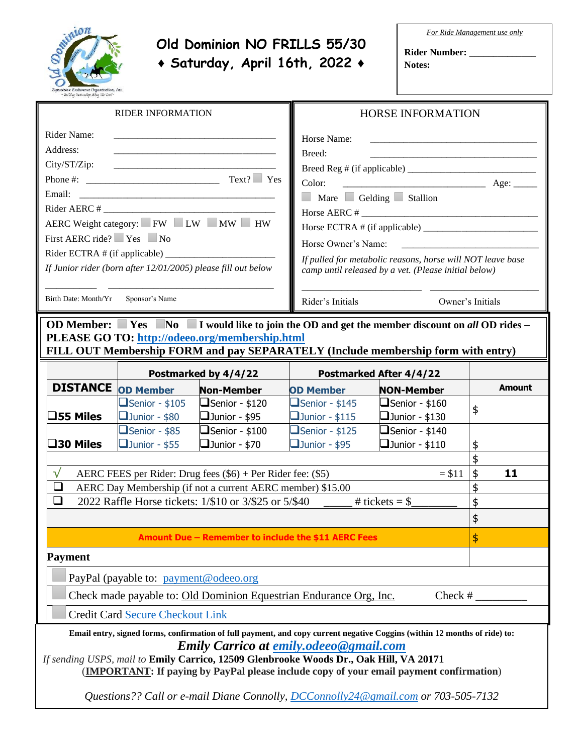# Old Dominion NO FRILLS 55/30

## ♦ Saturday, April 16th, 2022 ♦

*For Ride Management use only*

**Rider Number:** ____________

**Notes:**

### RIDER INFORMATION

Rider Name: ______________________________

Address: ______________________________

City/ST/Zip: ______________________________

Phone #: ________________________ Text? ☐ Yes

Email: ______________________________

Rider AERC # ______________________________

AERC Weight category: ☐ FW ☐ LW ☐ MW ☐ HW

First AERC ride? ☐ Yes ☐ No

Rider ECTRA # (if applicable) ____________________

*If Junior rider (born after 12/01/2005) please fill out below*

__________ ______________________________

Birth Date: Month/Yr Sponsor's Name

### HORSE INFORMATION

Horse Name: ______________________________

Breed: ______________________________

Breed Reg # (if applicable) ______________________

Color: ______________________________ Age: _____

☐ Mare ☐ Gelding ☐ Stallion

Horse AERC # ______________________________

Horse ECTRA # (if applicable) ____________________

Horse Owner's Name: ______________________________

*If pulled for metabolic reasons, horse will NOT leave base camp until released by a vet. (Please initial below)*

____________________ ____________________

Rider's Initials Owner's Initials

**OD Member:** ☐ **Yes** ☐ **No** ☐ **I would like to join the OD and get the member discount on *all* OD rides – PLEASE GO TO: [http://odeeo.org/membership.html](http://odeeo.org/membership.html)**
**FILL OUT Membership FORM and pay SEPARATELY (Include membership form with entry)**

| DISTANCE | Postmarked by 4/4/22 | | Postmarked After 4/4/22 | | Amount |
|---|---|---|---|---|---|
| | OD Member | Non-Member | OD Member | NON-Member | |
| ❑55 Miles | ❑Senior - $105<br>❑Junior - $80 | ❑Senior - $120<br>❑Junior - $95 | ❑Senior - $145<br>❑Junior - $115 | ❑Senior - $160<br>❑Junior - $130 | $ |
| ❑30 Miles | ❑Senior - $85<br>❑Junior - $55 | ❑Senior - $100<br>❑Junior - $70 | ❑Senior - $125<br>❑Junior - $95 | ❑Senior - $140<br>❑Junior - $110 | $ |
| | | | | | $ |
| √ AERC FEES per Rider: Drug fees ($6) + Per Rider fee: ($5) = $11 | | | | | $ 11 |
| ❑ AERC Day Membership (if not a current AERC member) $15.00 | | | | | $ |
| ❑ 2022 Raffle Horse tickets: 1/$10 or 3/$25 or 5/$40 _____ # tickets = $________ | | | | | $ |
| | | | | | $ |
| **Amount Due – Remember to include the $11 AERC Fees** | | | | | $ |

**Payment**

☐ PayPal (payable to: payment@odeeo.org)

☐ Check made payable to: Old Dominion Equestrian Endurance Org, Inc. Check # _________

☐ Credit Card Secure Checkout Link

**Email entry, signed forms, confirmation of full payment, and copy current negative Coggins (within 12 months of ride) to:**

***Emily Carrico at [emily.odeeo@gmail.com](mailto:emily.odeeo@gmail.com)***

*If sending USPS, mail to* **Emily Carrico, 12509 Glenbrooke Woods Dr., Oak Hill, VA 20171**

(**IMPORTANT: If paying by PayPal please include copy of your email payment confirmation**)

*Questions?? Call or e-mail Diane Connolly, [DCConnolly24@gmail.com](mailto:DCConnolly24@gmail.com) or 703-505-7132*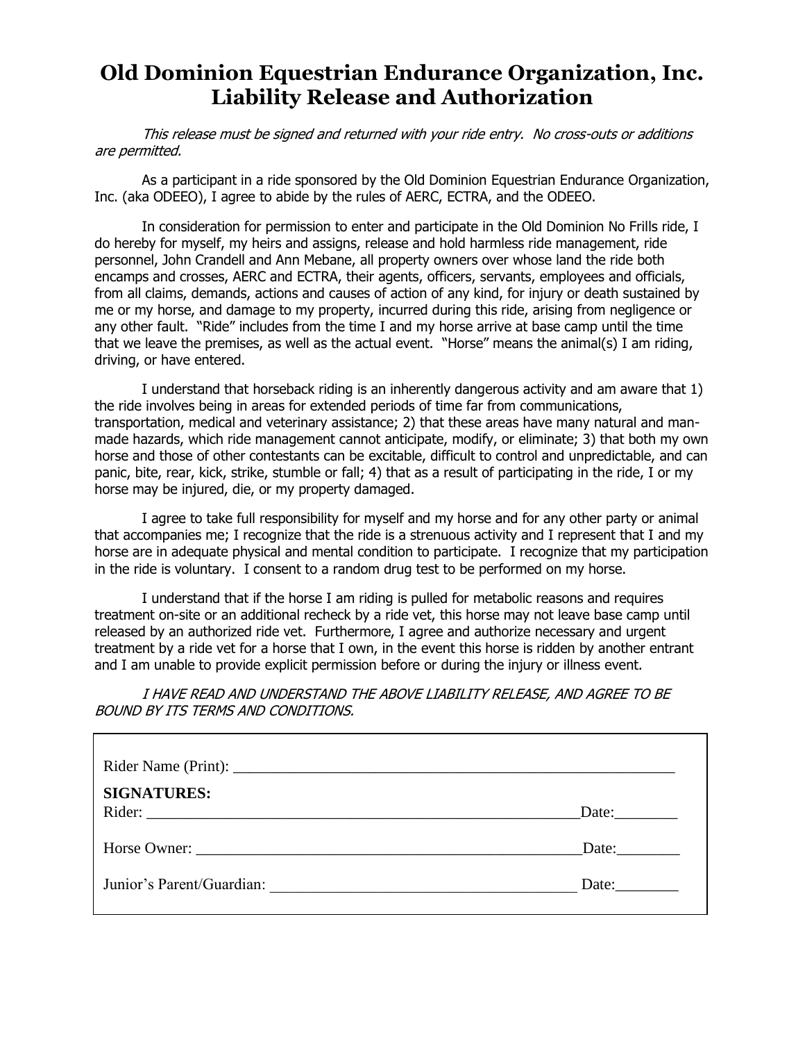# Old Dominion Equestrian Endurance Organization, Inc. Liability Release and Authorization

*This release must be signed and returned with your ride entry. No cross-outs or additions are permitted.*

As a participant in a ride sponsored by the Old Dominion Equestrian Endurance Organization, Inc. (aka ODEEO), I agree to abide by the rules of AERC, ECTRA, and the ODEEO.

In consideration for permission to enter and participate in the Old Dominion No Frills ride, I do hereby for myself, my heirs and assigns, release and hold harmless ride management, ride personnel, John Crandell and Ann Mebane, all property owners over whose land the ride both encamps and crosses, AERC and ECTRA, their agents, officers, servants, employees and officials, from all claims, demands, actions and causes of action of any kind, for injury or death sustained by me or my horse, and damage to my property, incurred during this ride, arising from negligence or any other fault. "Ride" includes from the time I and my horse arrive at base camp until the time that we leave the premises, as well as the actual event. "Horse" means the animal(s) I am riding, driving, or have entered.

I understand that horseback riding is an inherently dangerous activity and am aware that 1) the ride involves being in areas for extended periods of time far from communications, transportation, medical and veterinary assistance; 2) that these areas have many natural and man-made hazards, which ride management cannot anticipate, modify, or eliminate; 3) that both my own horse and those of other contestants can be excitable, difficult to control and unpredictable, and can panic, bite, rear, kick, strike, stumble or fall; 4) that as a result of participating in the ride, I or my horse may be injured, die, or my property damaged.

I agree to take full responsibility for myself and my horse and for any other party or animal that accompanies me; I recognize that the ride is a strenuous activity and I represent that I and my horse are in adequate physical and mental condition to participate. I recognize that my participation in the ride is voluntary. I consent to a random drug test to be performed on my horse.

I understand that if the horse I am riding is pulled for metabolic reasons and requires treatment on-site or an additional recheck by a ride vet, this horse may not leave base camp until released by an authorized ride vet. Furthermore, I agree and authorize necessary and urgent treatment by a ride vet for a horse that I own, in the event this horse is ridden by another entrant and I am unable to provide explicit permission before or during the injury or illness event.

*I HAVE READ AND UNDERSTAND THE ABOVE LIABILITY RELEASE, AND AGREE TO BE BOUND BY ITS TERMS AND CONDITIONS.*

Rider Name (Print): ____________________________________________________________

**SIGNATURES:**

Rider: ____________________________________________________________ Date:________

Horse Owner: ______________________________________________________ Date:________

Junior's Parent/Guardian: ________________________________________ Date:________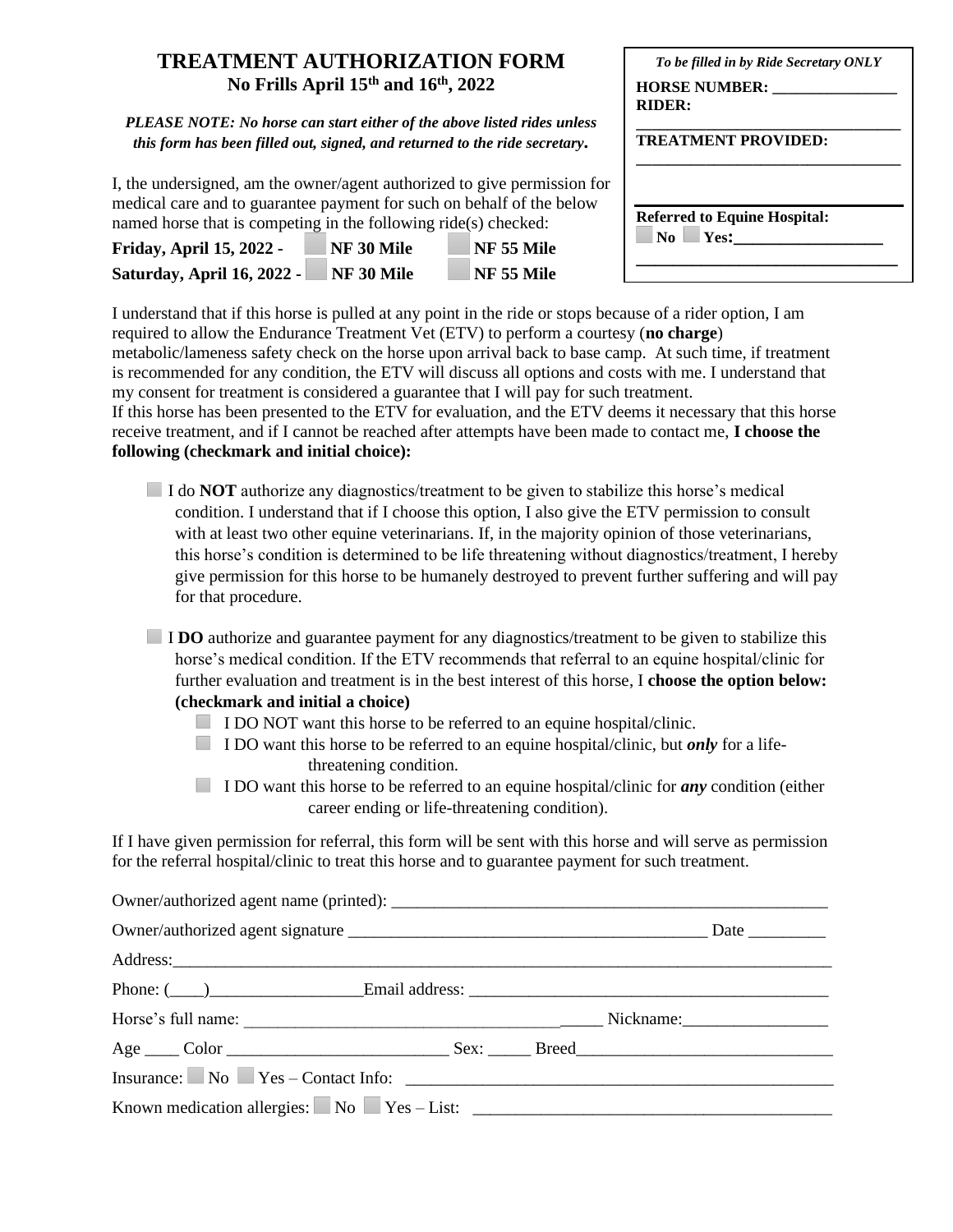# TREATMENT AUTHORIZATION FORM

## No Frills April 15th and 16th, 2022

***PLEASE NOTE: No horse can start either of the above listed rides unless this form has been filled out, signed, and returned to the ride secretary.***

*To be filled in by Ride Secretary ONLY*

**HORSE NUMBER:** _______________

**RIDER:** _______________

**TREATMENT PROVIDED:** _______________

**Referred to Equine Hospital:** ☐ **No** ☐ **Yes:** _______________

I, the undersigned, am the owner/agent authorized to give permission for medical care and to guarantee payment for such on behalf of the below named horse that is competing in the following ride(s) checked:

**Friday, April 15, 2022 -** ☐ **NF 30 Mile** ☐ **NF 55 Mile**

**Saturday, April 16, 2022 -** ☐ **NF 30 Mile** ☐ **NF 55 Mile**

I understand that if this horse is pulled at any point in the ride or stops because of a rider option, I am required to allow the Endurance Treatment Vet (ETV) to perform a courtesy (**no charge**) metabolic/lameness safety check on the horse upon arrival back to base camp. At such time, if treatment is recommended for any condition, the ETV will discuss all options and costs with me. I understand that my consent for treatment is considered a guarantee that I will pay for such treatment.

If this horse has been presented to the ETV for evaluation, and the ETV deems it necessary that this horse receive treatment, and if I cannot be reached after attempts have been made to contact me, **I choose the following (checkmark and initial choice):**

☐ I do **NOT** authorize any diagnostics/treatment to be given to stabilize this horse's medical condition. I understand that if I choose this option, I also give the ETV permission to consult with at least two other equine veterinarians. If, in the majority opinion of those veterinarians, this horse's condition is determined to be life threatening without diagnostics/treatment, I hereby give permission for this horse to be humanely destroyed to prevent further suffering and will pay for that procedure.

☐ I **DO** authorize and guarantee payment for any diagnostics/treatment to be given to stabilize this horse's medical condition. If the ETV recommends that referral to an equine hospital/clinic for further evaluation and treatment is in the best interest of this horse, I **choose the option below: (checkmark and initial a choice)**

- ☐ I DO NOT want this horse to be referred to an equine hospital/clinic.
- ☐ I DO want this horse to be referred to an equine hospital/clinic, but ***only*** for a life-threatening condition.
- ☐ I DO want this horse to be referred to an equine hospital/clinic for ***any*** condition (either career ending or life-threatening condition).

If I have given permission for referral, this form will be sent with this horse and will serve as permission for the referral hospital/clinic to treat this horse and to guarantee payment for such treatment.

Owner/authorized agent name (printed): _______________

Owner/authorized agent signature _______________ Date _________

Address: _______________

Phone: (____)_______________ Email address: _______________

Horse's full name: _______________ Nickname: _______________

Age ____ Color _______________ Sex: _____ Breed _______________

Insurance: ☐ No ☐ Yes – Contact Info: _______________

Known medication allergies: ☐ No ☐ Yes – List: _______________